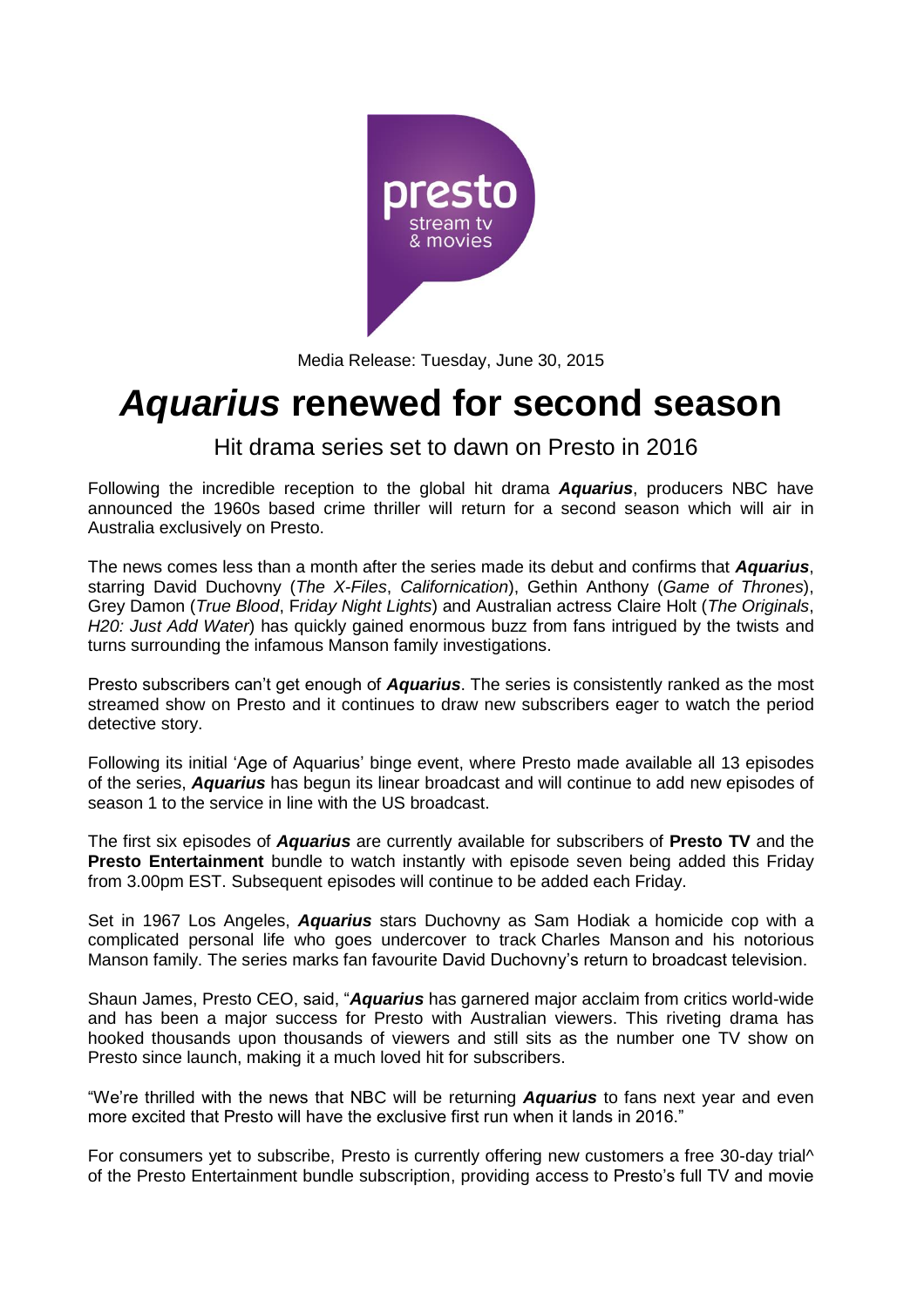presto
stream tv
& movies

Media Release: Tuesday, June 30, 2015

# *Aquarius* renewed for second season

## Hit drama series set to dawn on Presto in 2016

Following the incredible reception to the global hit drama ***Aquarius***, producers NBC have announced the 1960s based crime thriller will return for a second season which will air in Australia exclusively on Presto.

The news comes less than a month after the series made its debut and confirms that ***Aquarius***, starring David Duchovny (*The X-Files*, *Californication*), Gethin Anthony (*Game of Thrones*), Grey Damon (*True Blood*, *Friday Night Lights*) and Australian actress Claire Holt (*The Originals*, *H20: Just Add Water*) has quickly gained enormous buzz from fans intrigued by the twists and turns surrounding the infamous Manson family investigations.

Presto subscribers can't get enough of ***Aquarius***. The series is consistently ranked as the most streamed show on Presto and it continues to draw new subscribers eager to watch the period detective story.

Following its initial 'Age of Aquarius' binge event, where Presto made available all 13 episodes of the series, ***Aquarius*** has begun its linear broadcast and will continue to add new episodes of season 1 to the service in line with the US broadcast.

The first six episodes of ***Aquarius*** are currently available for subscribers of **Presto TV** and the **Presto Entertainment** bundle to watch instantly with episode seven being added this Friday from 3.00pm EST. Subsequent episodes will continue to be added each Friday.

Set in 1967 Los Angeles, ***Aquarius*** stars Duchovny as Sam Hodiak a homicide cop with a complicated personal life who goes undercover to track Charles Manson and his notorious Manson family. The series marks fan favourite David Duchovny's return to broadcast television.

Shaun James, Presto CEO, said, "***Aquarius*** has garnered major acclaim from critics world-wide and has been a major success for Presto with Australian viewers. This riveting drama has hooked thousands upon thousands of viewers and still sits as the number one TV show on Presto since launch, making it a much loved hit for subscribers.

"We're thrilled with the news that NBC will be returning ***Aquarius*** to fans next year and even more excited that Presto will have the exclusive first run when it lands in 2016."

For consumers yet to subscribe, Presto is currently offering new customers a free 30-day trial^ of the Presto Entertainment bundle subscription, providing access to Presto's full TV and movie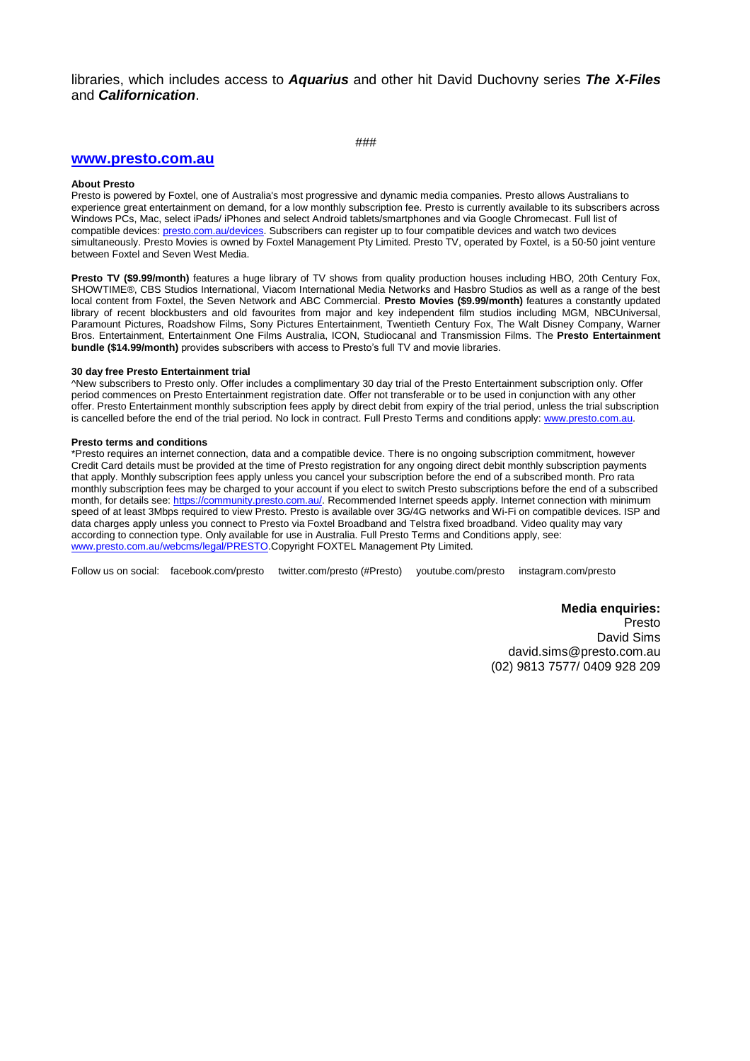libraries, which includes access to ***Aquarius*** and other hit David Duchovny series ***The X-Files*** and ***Californication***.

###

**[www.presto.com.au](http://www.presto.com.au)**

**About Presto**

Presto is powered by Foxtel, one of Australia's most progressive and dynamic media companies. Presto allows Australians to experience great entertainment on demand, for a low monthly subscription fee. Presto is currently available to its subscribers across Windows PCs, Mac, select iPads/ iPhones and select Android tablets/smartphones and via Google Chromecast. Full list of compatible devices: [presto.com.au/devices](http://presto.com.au/devices). Subscribers can register up to four compatible devices and watch two devices simultaneously. Presto Movies is owned by Foxtel Management Pty Limited. Presto TV, operated by Foxtel, is a 50-50 joint venture between Foxtel and Seven West Media.

**Presto TV ($9.99/month)** features a huge library of TV shows from quality production houses including HBO, 20th Century Fox, SHOWTIME®, CBS Studios International, Viacom International Media Networks and Hasbro Studios as well as a range of the best local content from Foxtel, the Seven Network and ABC Commercial. **Presto Movies ($9.99/month)** features a constantly updated library of recent blockbusters and old favourites from major and key independent film studios including MGM, NBCUniversal, Paramount Pictures, Roadshow Films, Sony Pictures Entertainment, Twentieth Century Fox, The Walt Disney Company, Warner Bros. Entertainment, Entertainment One Films Australia, ICON, Studiocanal and Transmission Films. The **Presto Entertainment bundle ($14.99/month)** provides subscribers with access to Presto's full TV and movie libraries.

**30 day free Presto Entertainment trial**

^New subscribers to Presto only. Offer includes a complimentary 30 day trial of the Presto Entertainment subscription only. Offer period commences on Presto Entertainment registration date. Offer not transferable or to be used in conjunction with any other offer. Presto Entertainment monthly subscription fees apply by direct debit from expiry of the trial period, unless the trial subscription is cancelled before the end of the trial period. No lock in contract. Full Presto Terms and conditions apply: [www.presto.com.au](http://www.presto.com.au).

**Presto terms and conditions**

*Presto requires an internet connection, data and a compatible device. There is no ongoing subscription commitment, however Credit Card details must be provided at the time of Presto registration for any ongoing direct debit monthly subscription payments that apply. Monthly subscription fees apply unless you cancel your subscription before the end of a subscribed month. Pro rata monthly subscription fees may be charged to your account if you elect to switch Presto subscriptions before the end of a subscribed month, for details see: [https://community.presto.com.au/](https://community.presto.com.au/). Recommended Internet speeds apply. Internet connection with minimum speed of at least 3Mbps required to view Presto. Presto is available over 3G/4G networks and Wi-Fi on compatible devices. ISP and data charges apply unless you connect to Presto via Foxtel Broadband and Telstra fixed broadband. Video quality may vary according to connection type. Only available for use in Australia. Full Presto Terms and Conditions apply, see: [www.presto.com.au/webcms/legal/PRESTO](http://www.presto.com.au/webcms/legal/PRESTO).Copyright FOXTEL Management Pty Limited.

Follow us on social: facebook.com/presto twitter.com/presto (#Presto) youtube.com/presto instagram.com/presto

**Media enquiries:**
Presto
David Sims
david.sims@presto.com.au
(02) 9813 7577/ 0409 928 209